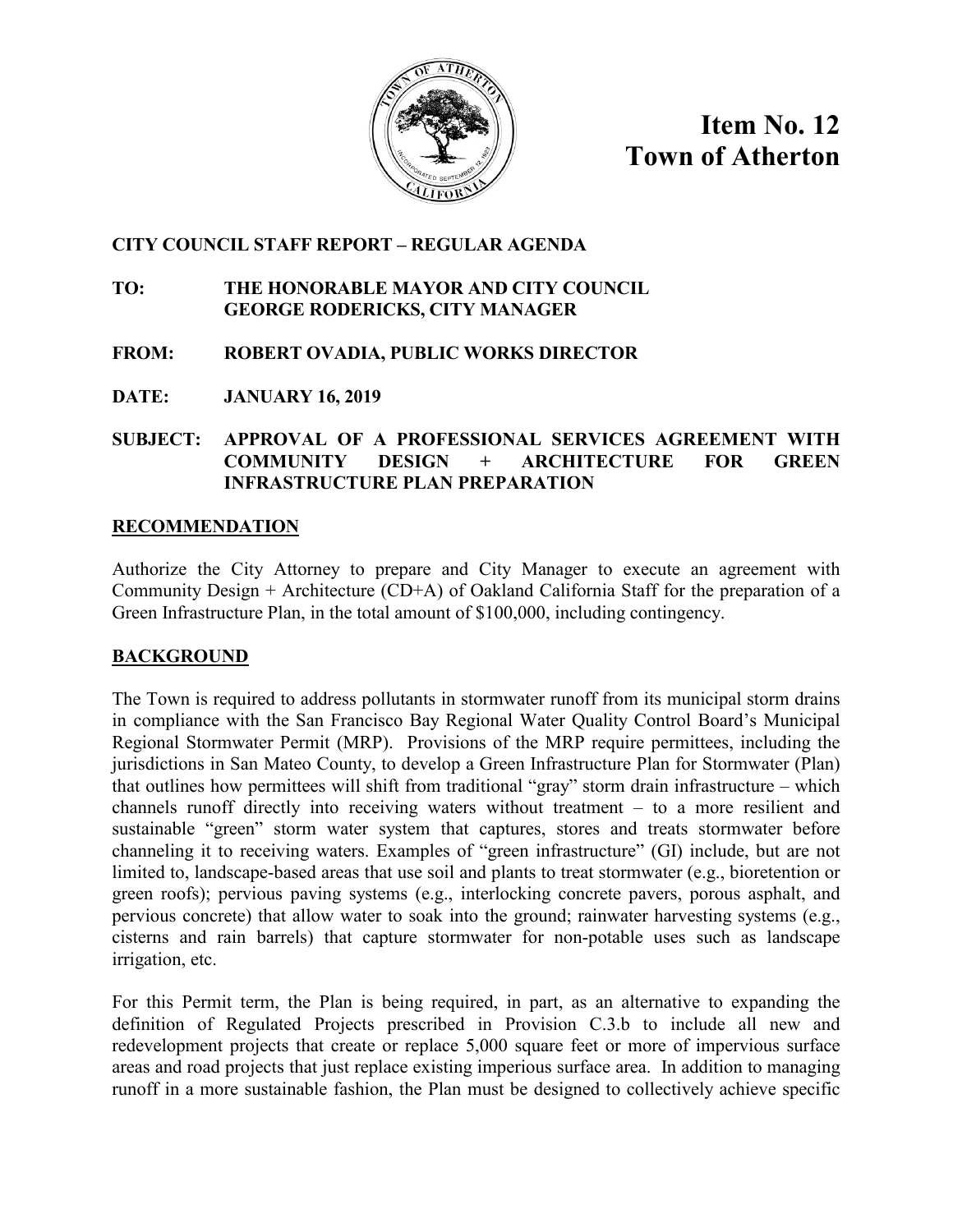# Item No. 12
# Town of Atherton

**CITY COUNCIL STAFF REPORT – REGULAR AGENDA**

**TO:** THE HONORABLE MAYOR AND CITY COUNCIL
GEORGE RODERICKS, CITY MANAGER

**FROM:** ROBERT OVADIA, PUBLIC WORKS DIRECTOR

**DATE:** JANUARY 16, 2019

**SUBJECT:** APPROVAL OF A PROFESSIONAL SERVICES AGREEMENT WITH COMMUNITY DESIGN + ARCHITECTURE FOR GREEN INFRASTRUCTURE PLAN PREPARATION

## RECOMMENDATION

Authorize the City Attorney to prepare and City Manager to execute an agreement with Community Design + Architecture (CD+A) of Oakland California Staff for the preparation of a Green Infrastructure Plan, in the total amount of $100,000, including contingency.

## BACKGROUND

The Town is required to address pollutants in stormwater runoff from its municipal storm drains in compliance with the San Francisco Bay Regional Water Quality Control Board's Municipal Regional Stormwater Permit (MRP). Provisions of the MRP require permittees, including the jurisdictions in San Mateo County, to develop a Green Infrastructure Plan for Stormwater (Plan) that outlines how permittees will shift from traditional "gray" storm drain infrastructure – which channels runoff directly into receiving waters without treatment – to a more resilient and sustainable "green" storm water system that captures, stores and treats stormwater before channeling it to receiving waters. Examples of "green infrastructure" (GI) include, but are not limited to, landscape-based areas that use soil and plants to treat stormwater (e.g., bioretention or green roofs); pervious paving systems (e.g., interlocking concrete pavers, porous asphalt, and pervious concrete) that allow water to soak into the ground; rainwater harvesting systems (e.g., cisterns and rain barrels) that capture stormwater for non-potable uses such as landscape irrigation, etc.

For this Permit term, the Plan is being required, in part, as an alternative to expanding the definition of Regulated Projects prescribed in Provision C.3.b to include all new and redevelopment projects that create or replace 5,000 square feet or more of impervious surface areas and road projects that just replace existing imperious surface area. In addition to managing runoff in a more sustainable fashion, the Plan must be designed to collectively achieve specific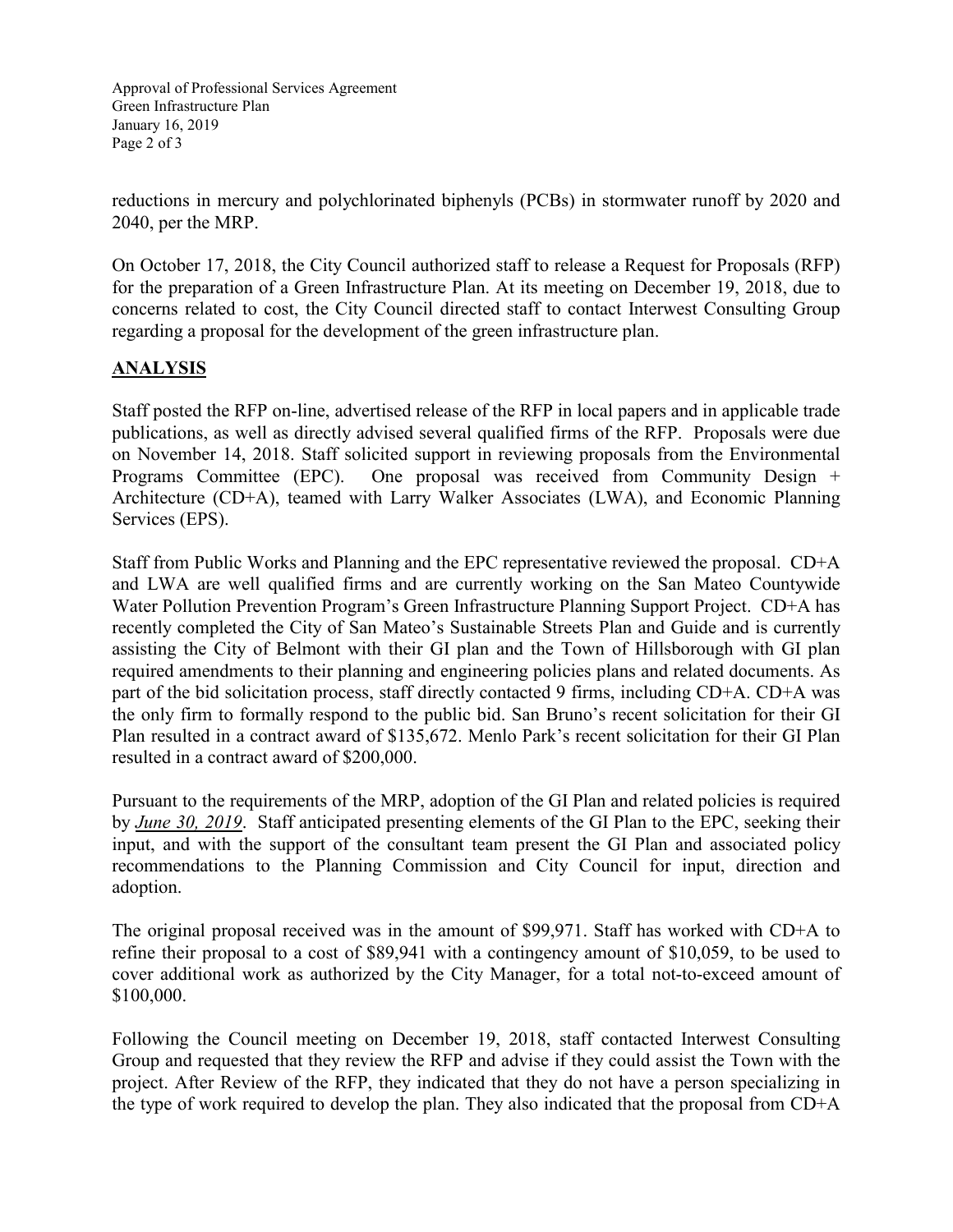reductions in mercury and polychlorinated biphenyls (PCBs) in stormwater runoff by 2020 and 2040, per the MRP.

On October 17, 2018, the City Council authorized staff to release a Request for Proposals (RFP) for the preparation of a Green Infrastructure Plan. At its meeting on December 19, 2018, due to concerns related to cost, the City Council directed staff to contact Interwest Consulting Group regarding a proposal for the development of the green infrastructure plan.

## ANALYSIS

Staff posted the RFP on-line, advertised release of the RFP in local papers and in applicable trade publications, as well as directly advised several qualified firms of the RFP. Proposals were due on November 14, 2018. Staff solicited support in reviewing proposals from the Environmental Programs Committee (EPC). One proposal was received from Community Design + Architecture (CD+A), teamed with Larry Walker Associates (LWA), and Economic Planning Services (EPS).

Staff from Public Works and Planning and the EPC representative reviewed the proposal. CD+A and LWA are well qualified firms and are currently working on the San Mateo Countywide Water Pollution Prevention Program's Green Infrastructure Planning Support Project. CD+A has recently completed the City of San Mateo's Sustainable Streets Plan and Guide and is currently assisting the City of Belmont with their GI plan and the Town of Hillsborough with GI plan required amendments to their planning and engineering policies plans and related documents. As part of the bid solicitation process, staff directly contacted 9 firms, including CD+A. CD+A was the only firm to formally respond to the public bid. San Bruno's recent solicitation for their GI Plan resulted in a contract award of $135,672. Menlo Park's recent solicitation for their GI Plan resulted in a contract award of $200,000.

Pursuant to the requirements of the MRP, adoption of the GI Plan and related policies is required by ***June 30, 2019***. Staff anticipated presenting elements of the GI Plan to the EPC, seeking their input, and with the support of the consultant team present the GI Plan and associated policy recommendations to the Planning Commission and City Council for input, direction and adoption.

The original proposal received was in the amount of $99,971. Staff has worked with CD+A to refine their proposal to a cost of $89,941 with a contingency amount of $10,059, to be used to cover additional work as authorized by the City Manager, for a total not-to-exceed amount of $100,000.

Following the Council meeting on December 19, 2018, staff contacted Interwest Consulting Group and requested that they review the RFP and advise if they could assist the Town with the project. After Review of the RFP, they indicated that they do not have a person specializing in the type of work required to develop the plan. They also indicated that the proposal from CD+A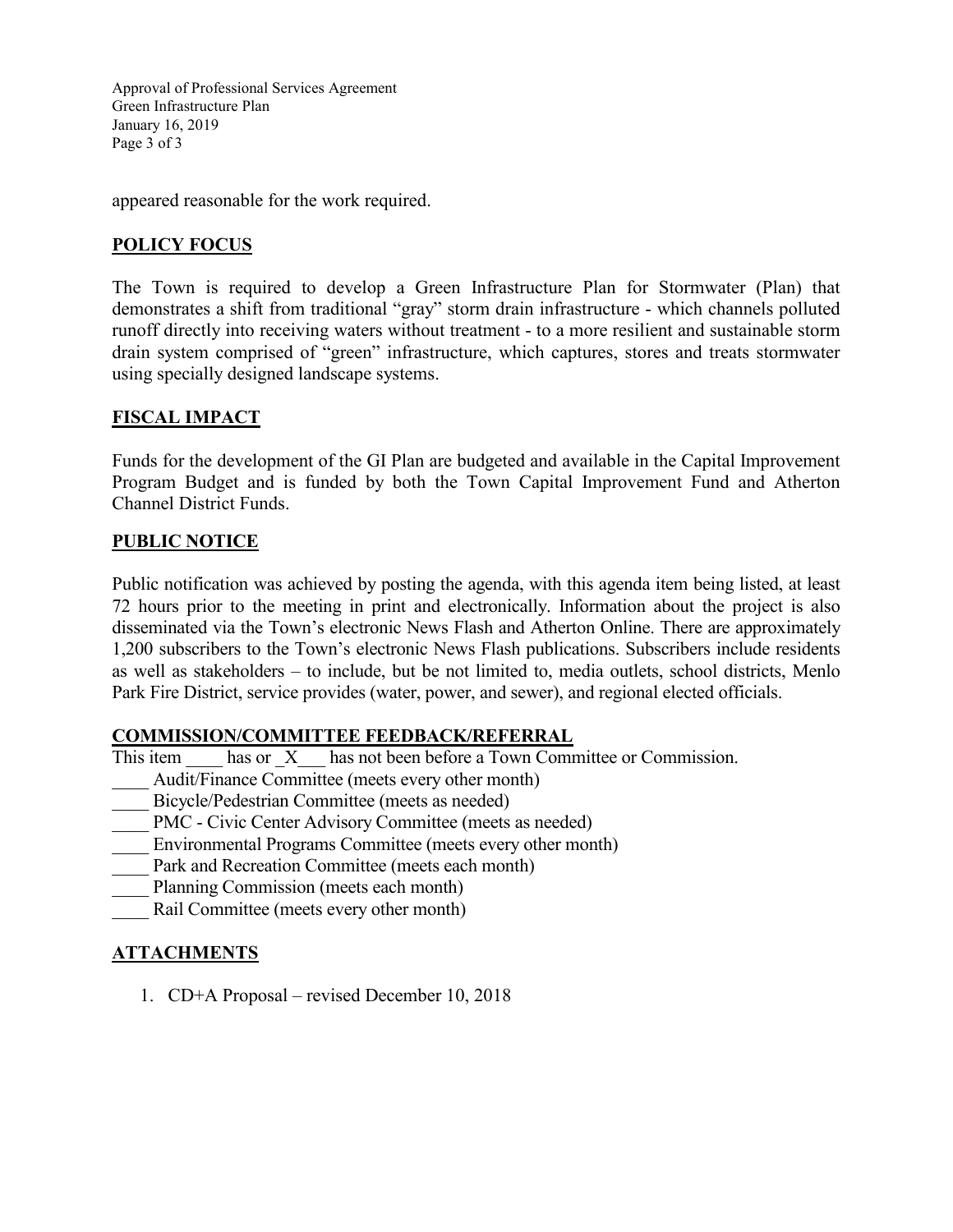appeared reasonable for the work required.

## POLICY FOCUS

The Town is required to develop a Green Infrastructure Plan for Stormwater (Plan) that demonstrates a shift from traditional "gray" storm drain infrastructure - which channels polluted runoff directly into receiving waters without treatment - to a more resilient and sustainable storm drain system comprised of "green" infrastructure, which captures, stores and treats stormwater using specially designed landscape systems.

## FISCAL IMPACT

Funds for the development of the GI Plan are budgeted and available in the Capital Improvement Program Budget and is funded by both the Town Capital Improvement Fund and Atherton Channel District Funds.

## PUBLIC NOTICE

Public notification was achieved by posting the agenda, with this agenda item being listed, at least 72 hours prior to the meeting in print and electronically. Information about the project is also disseminated via the Town's electronic News Flash and Atherton Online. There are approximately 1,200 subscribers to the Town's electronic News Flash publications. Subscribers include residents as well as stakeholders – to include, but be not limited to, media outlets, school districts, Menlo Park Fire District, service provides (water, power, and sewer), and regional elected officials.

## COMMISSION/COMMITTEE FEEDBACK/REFERRAL

This item ____ has or _X___ has not been before a Town Committee or Commission.

____ Audit/Finance Committee (meets every other month)
____ Bicycle/Pedestrian Committee (meets as needed)
____ PMC - Civic Center Advisory Committee (meets as needed)
____ Environmental Programs Committee (meets every other month)
____ Park and Recreation Committee (meets each month)
____ Planning Commission (meets each month)
____ Rail Committee (meets every other month)

## ATTACHMENTS

1. CD+A Proposal – revised December 10, 2018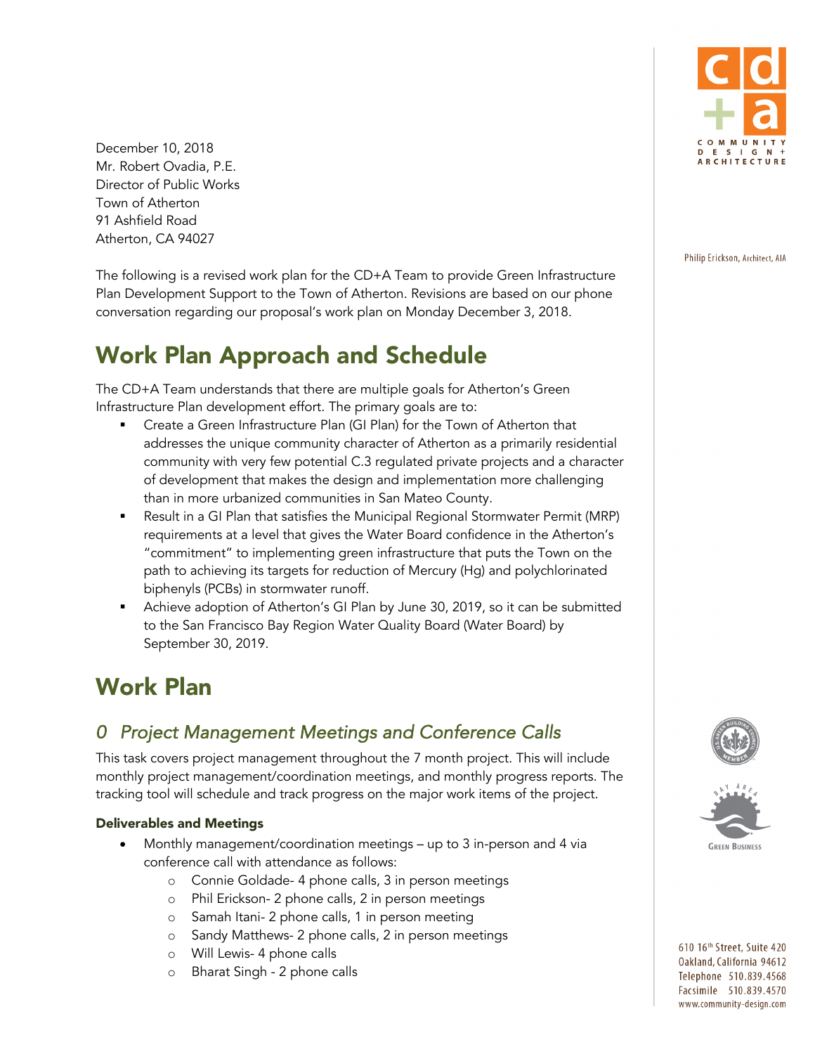December 10, 2018
Mr. Robert Ovadia, P.E.
Director of Public Works
Town of Atherton
91 Ashfield Road
Atherton, CA 94027

Philip Erickson, Architect, AIA

The following is a revised work plan for the CD+A Team to provide Green Infrastructure Plan Development Support to the Town of Atherton. Revisions are based on our phone conversation regarding our proposal's work plan on Monday December 3, 2018.

# Work Plan Approach and Schedule

The CD+A Team understands that there are multiple goals for Atherton's Green Infrastructure Plan development effort. The primary goals are to:

- Create a Green Infrastructure Plan (GI Plan) for the Town of Atherton that addresses the unique community character of Atherton as a primarily residential community with very few potential C.3 regulated private projects and a character of development that makes the design and implementation more challenging than in more urbanized communities in San Mateo County.
- Result in a GI Plan that satisfies the Municipal Regional Stormwater Permit (MRP) requirements at a level that gives the Water Board confidence in the Atherton's "commitment" to implementing green infrastructure that puts the Town on the path to achieving its targets for reduction of Mercury (Hg) and polychlorinated biphenyls (PCBs) in stormwater runoff.
- Achieve adoption of Atherton's GI Plan by June 30, 2019, so it can be submitted to the San Francisco Bay Region Water Quality Board (Water Board) by September 30, 2019.

# Work Plan

## *0 Project Management Meetings and Conference Calls*

This task covers project management throughout the 7 month project. This will include monthly project management/coordination meetings, and monthly progress reports. The tracking tool will schedule and track progress on the major work items of the project.

### Deliverables and Meetings

- Monthly management/coordination meetings – up to 3 in-person and 4 via conference call with attendance as follows:
  - Connie Goldade- 4 phone calls, 3 in person meetings
  - Phil Erickson- 2 phone calls, 2 in person meetings
  - Samah Itani- 2 phone calls, 1 in person meeting
  - Sandy Matthews- 2 phone calls, 2 in person meetings
  - Will Lewis- 4 phone calls
  - Bharat Singh - 2 phone calls

610 16th Street, Suite 420
Oakland, California 94612
Telephone 510.839.4568
Facsimile 510.839.4570
www.community-design.com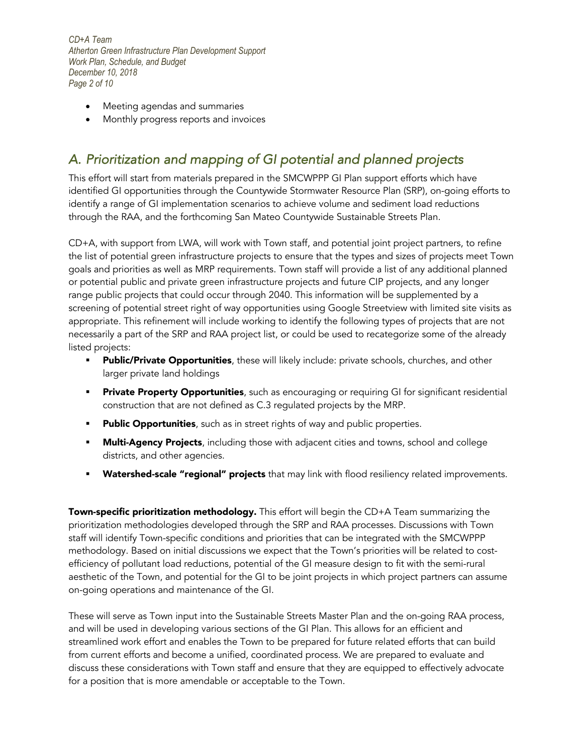- Meeting agendas and summaries
- Monthly progress reports and invoices

## *A. Prioritization and mapping of GI potential and planned projects*

This effort will start from materials prepared in the SMCWPPP GI Plan support efforts which have identified GI opportunities through the Countywide Stormwater Resource Plan (SRP), on-going efforts to identify a range of GI implementation scenarios to achieve volume and sediment load reductions through the RAA, and the forthcoming San Mateo Countywide Sustainable Streets Plan.

CD+A, with support from LWA, will work with Town staff, and potential joint project partners, to refine the list of potential green infrastructure projects to ensure that the types and sizes of projects meet Town goals and priorities as well as MRP requirements. Town staff will provide a list of any additional planned or potential public and private green infrastructure projects and future CIP projects, and any longer range public projects that could occur through 2040. This information will be supplemented by a screening of potential street right of way opportunities using Google Streetview with limited site visits as appropriate. This refinement will include working to identify the following types of projects that are not necessarily a part of the SRP and RAA project list, or could be used to recategorize some of the already listed projects:

- **Public/Private Opportunities**, these will likely include: private schools, churches, and other larger private land holdings
- **Private Property Opportunities**, such as encouraging or requiring GI for significant residential construction that are not defined as C.3 regulated projects by the MRP.
- **Public Opportunities**, such as in street rights of way and public properties.
- **Multi-Agency Projects**, including those with adjacent cities and towns, school and college districts, and other agencies.
- **Watershed-scale "regional" projects** that may link with flood resiliency related improvements.

**Town-specific prioritization methodology.** This effort will begin the CD+A Team summarizing the prioritization methodologies developed through the SRP and RAA processes. Discussions with Town staff will identify Town-specific conditions and priorities that can be integrated with the SMCWPPP methodology. Based on initial discussions we expect that the Town's priorities will be related to cost-efficiency of pollutant load reductions, potential of the GI measure design to fit with the semi-rural aesthetic of the Town, and potential for the GI to be joint projects in which project partners can assume on-going operations and maintenance of the GI.

These will serve as Town input into the Sustainable Streets Master Plan and the on-going RAA process, and will be used in developing various sections of the GI Plan. This allows for an efficient and streamlined work effort and enables the Town to be prepared for future related efforts that can build from current efforts and become a unified, coordinated process. We are prepared to evaluate and discuss these considerations with Town staff and ensure that they are equipped to effectively advocate for a position that is more amendable or acceptable to the Town.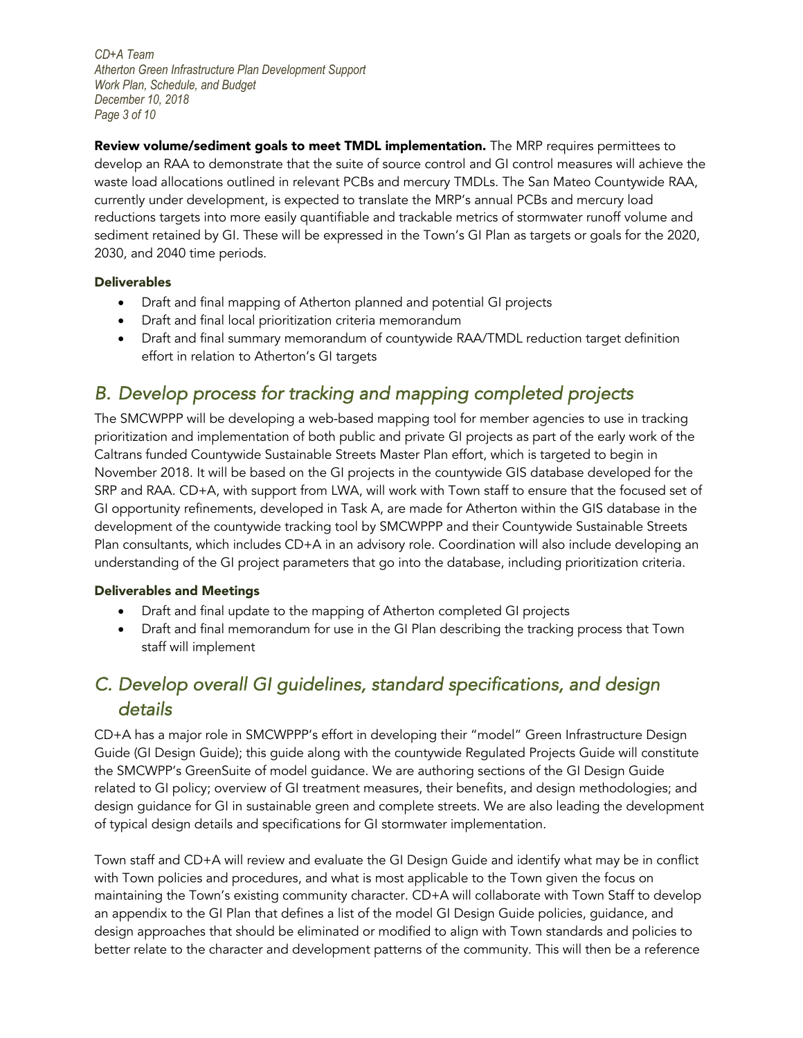**Review volume/sediment goals to meet TMDL implementation.** The MRP requires permittees to develop an RAA to demonstrate that the suite of source control and GI control measures will achieve the waste load allocations outlined in relevant PCBs and mercury TMDLs. The San Mateo Countywide RAA, currently under development, is expected to translate the MRP's annual PCBs and mercury load reductions targets into more easily quantifiable and trackable metrics of stormwater runoff volume and sediment retained by GI. These will be expressed in the Town's GI Plan as targets or goals for the 2020, 2030, and 2040 time periods.

#### Deliverables

- Draft and final mapping of Atherton planned and potential GI projects
- Draft and final local prioritization criteria memorandum
- Draft and final summary memorandum of countywide RAA/TMDL reduction target definition effort in relation to Atherton's GI targets

## *B. Develop process for tracking and mapping completed projects*

The SMCWPPP will be developing a web-based mapping tool for member agencies to use in tracking prioritization and implementation of both public and private GI projects as part of the early work of the Caltrans funded Countywide Sustainable Streets Master Plan effort, which is targeted to begin in November 2018. It will be based on the GI projects in the countywide GIS database developed for the SRP and RAA. CD+A, with support from LWA, will work with Town staff to ensure that the focused set of GI opportunity refinements, developed in Task A, are made for Atherton within the GIS database in the development of the countywide tracking tool by SMCWPPP and their Countywide Sustainable Streets Plan consultants, which includes CD+A in an advisory role. Coordination will also include developing an understanding of the GI project parameters that go into the database, including prioritization criteria.

#### Deliverables and Meetings

- Draft and final update to the mapping of Atherton completed GI projects
- Draft and final memorandum for use in the GI Plan describing the tracking process that Town staff will implement

## *C. Develop overall GI guidelines, standard specifications, and design details*

CD+A has a major role in SMCWPPP's effort in developing their "model" Green Infrastructure Design Guide (GI Design Guide); this guide along with the countywide Regulated Projects Guide will constitute the SMCWPP's GreenSuite of model guidance. We are authoring sections of the GI Design Guide related to GI policy; overview of GI treatment measures, their benefits, and design methodologies; and design guidance for GI in sustainable green and complete streets. We are also leading the development of typical design details and specifications for GI stormwater implementation.

Town staff and CD+A will review and evaluate the GI Design Guide and identify what may be in conflict with Town policies and procedures, and what is most applicable to the Town given the focus on maintaining the Town's existing community character. CD+A will collaborate with Town Staff to develop an appendix to the GI Plan that defines a list of the model GI Design Guide policies, guidance, and design approaches that should be eliminated or modified to align with Town standards and policies to better relate to the character and development patterns of the community. This will then be a reference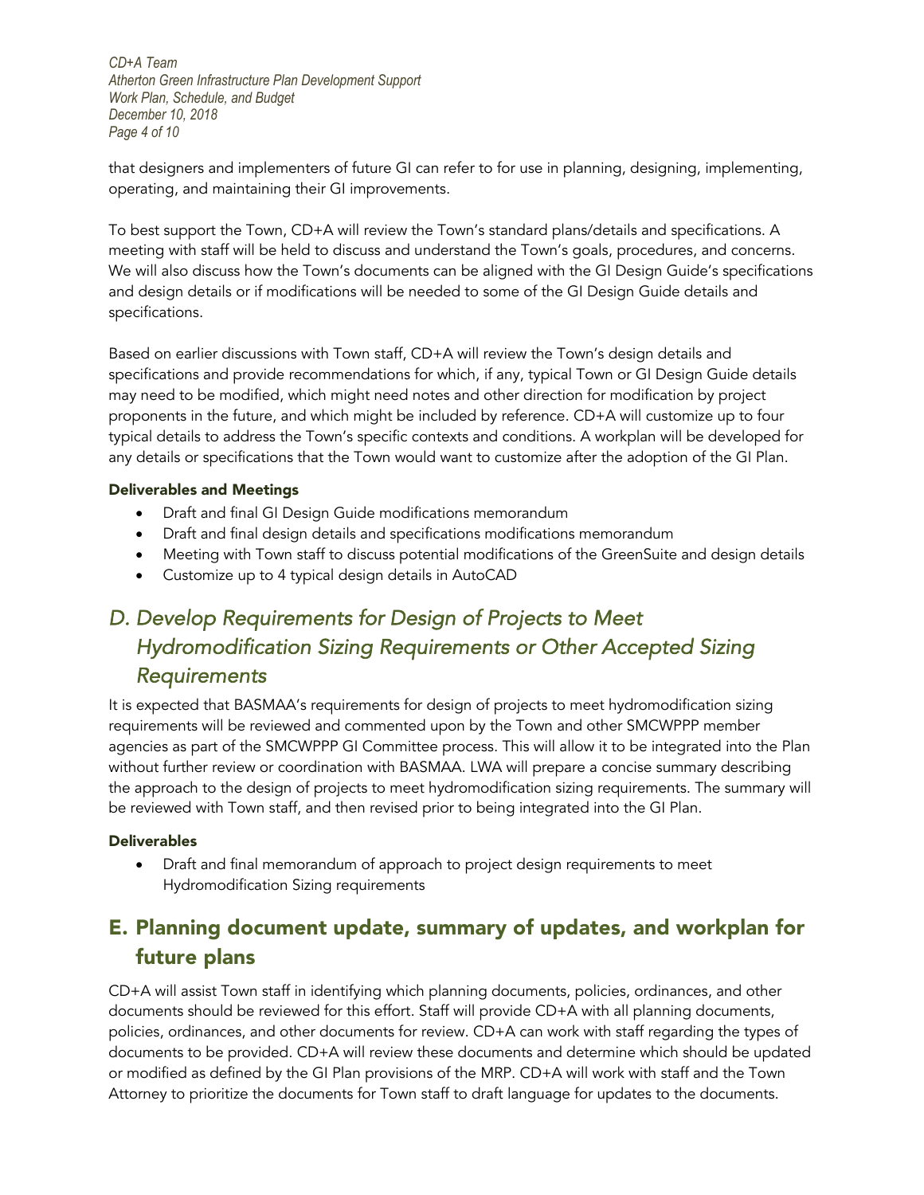that designers and implementers of future GI can refer to for use in planning, designing, implementing, operating, and maintaining their GI improvements.

To best support the Town, CD+A will review the Town's standard plans/details and specifications. A meeting with staff will be held to discuss and understand the Town's goals, procedures, and concerns. We will also discuss how the Town's documents can be aligned with the GI Design Guide's specifications and design details or if modifications will be needed to some of the GI Design Guide details and specifications.

Based on earlier discussions with Town staff, CD+A will review the Town's design details and specifications and provide recommendations for which, if any, typical Town or GI Design Guide details may need to be modified, which might need notes and other direction for modification by project proponents in the future, and which might be included by reference. CD+A will customize up to four typical details to address the Town's specific contexts and conditions. A workplan will be developed for any details or specifications that the Town would want to customize after the adoption of the GI Plan.

#### Deliverables and Meetings

- Draft and final GI Design Guide modifications memorandum
- Draft and final design details and specifications modifications memorandum
- Meeting with Town staff to discuss potential modifications of the GreenSuite and design details
- Customize up to 4 typical design details in AutoCAD

## *D. Develop Requirements for Design of Projects to Meet Hydromodification Sizing Requirements or Other Accepted Sizing Requirements*

It is expected that BASMAA's requirements for design of projects to meet hydromodification sizing requirements will be reviewed and commented upon by the Town and other SMCWPPP member agencies as part of the SMCWPPP GI Committee process. This will allow it to be integrated into the Plan without further review or coordination with BASMAA. LWA will prepare a concise summary describing the approach to the design of projects to meet hydromodification sizing requirements. The summary will be reviewed with Town staff, and then revised prior to being integrated into the GI Plan.

#### Deliverables

- Draft and final memorandum of approach to project design requirements to meet Hydromodification Sizing requirements

## E. Planning document update, summary of updates, and workplan for future plans

CD+A will assist Town staff in identifying which planning documents, policies, ordinances, and other documents should be reviewed for this effort. Staff will provide CD+A with all planning documents, policies, ordinances, and other documents for review. CD+A can work with staff regarding the types of documents to be provided. CD+A will review these documents and determine which should be updated or modified as defined by the GI Plan provisions of the MRP. CD+A will work with staff and the Town Attorney to prioritize the documents for Town staff to draft language for updates to the documents.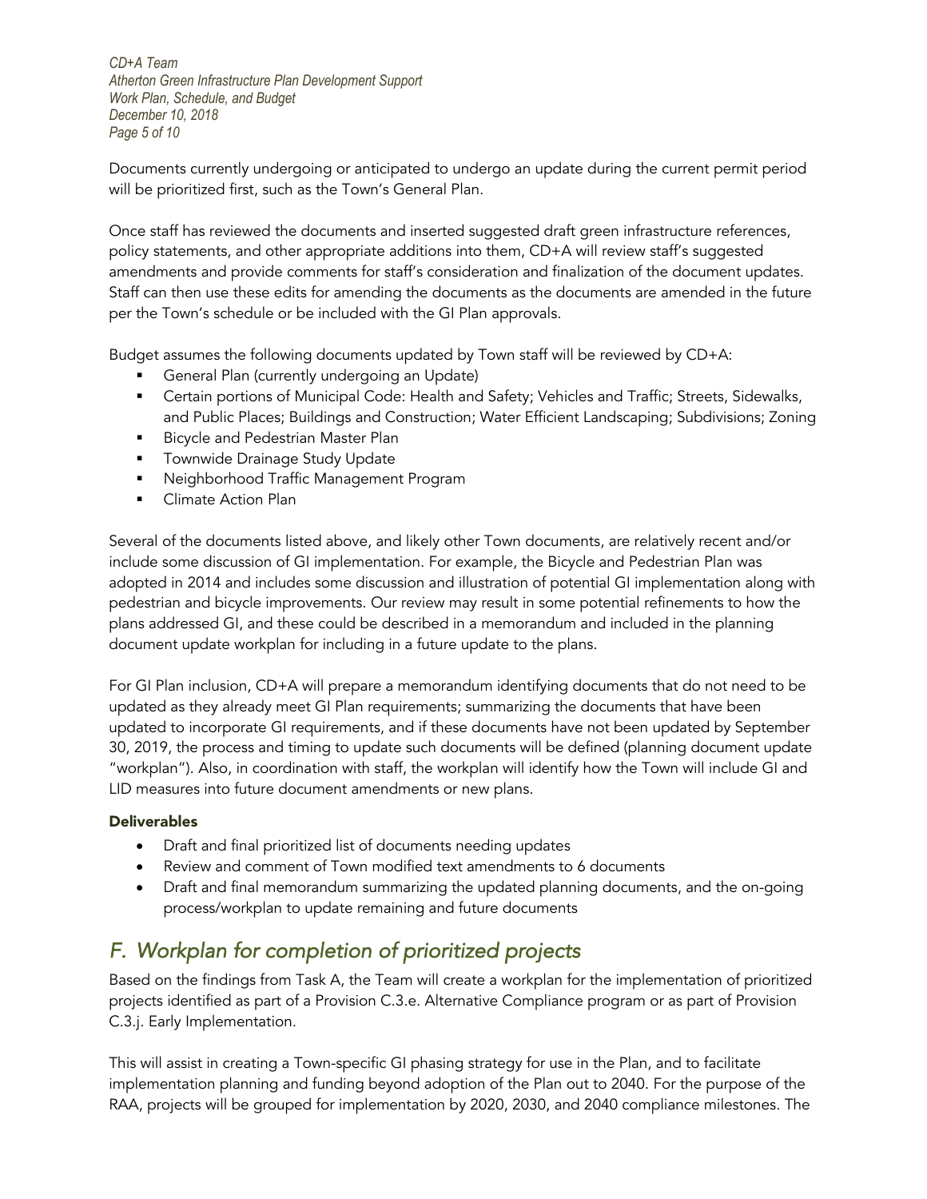Documents currently undergoing or anticipated to undergo an update during the current permit period will be prioritized first, such as the Town's General Plan.

Once staff has reviewed the documents and inserted suggested draft green infrastructure references, policy statements, and other appropriate additions into them, CD+A will review staff's suggested amendments and provide comments for staff's consideration and finalization of the document updates. Staff can then use these edits for amending the documents as the documents are amended in the future per the Town's schedule or be included with the GI Plan approvals.

Budget assumes the following documents updated by Town staff will be reviewed by CD+A:

- General Plan (currently undergoing an Update)
- Certain portions of Municipal Code: Health and Safety; Vehicles and Traffic; Streets, Sidewalks, and Public Places; Buildings and Construction; Water Efficient Landscaping; Subdivisions; Zoning
- Bicycle and Pedestrian Master Plan
- Townwide Drainage Study Update
- Neighborhood Traffic Management Program
- Climate Action Plan

Several of the documents listed above, and likely other Town documents, are relatively recent and/or include some discussion of GI implementation. For example, the Bicycle and Pedestrian Plan was adopted in 2014 and includes some discussion and illustration of potential GI implementation along with pedestrian and bicycle improvements. Our review may result in some potential refinements to how the plans addressed GI, and these could be described in a memorandum and included in the planning document update workplan for including in a future update to the plans.

For GI Plan inclusion, CD+A will prepare a memorandum identifying documents that do not need to be updated as they already meet GI Plan requirements; summarizing the documents that have been updated to incorporate GI requirements, and if these documents have not been updated by September 30, 2019, the process and timing to update such documents will be defined (planning document update "workplan"). Also, in coordination with staff, the workplan will identify how the Town will include GI and LID measures into future document amendments or new plans.

**Deliverables**

- Draft and final prioritized list of documents needing updates
- Review and comment of Town modified text amendments to 6 documents
- Draft and final memorandum summarizing the updated planning documents, and the on-going process/workplan to update remaining and future documents

## *F. Workplan for completion of prioritized projects*

Based on the findings from Task A, the Team will create a workplan for the implementation of prioritized projects identified as part of a Provision C.3.e. Alternative Compliance program or as part of Provision C.3.j. Early Implementation.

This will assist in creating a Town-specific GI phasing strategy for use in the Plan, and to facilitate implementation planning and funding beyond adoption of the Plan out to 2040. For the purpose of the RAA, projects will be grouped for implementation by 2020, 2030, and 2040 compliance milestones. The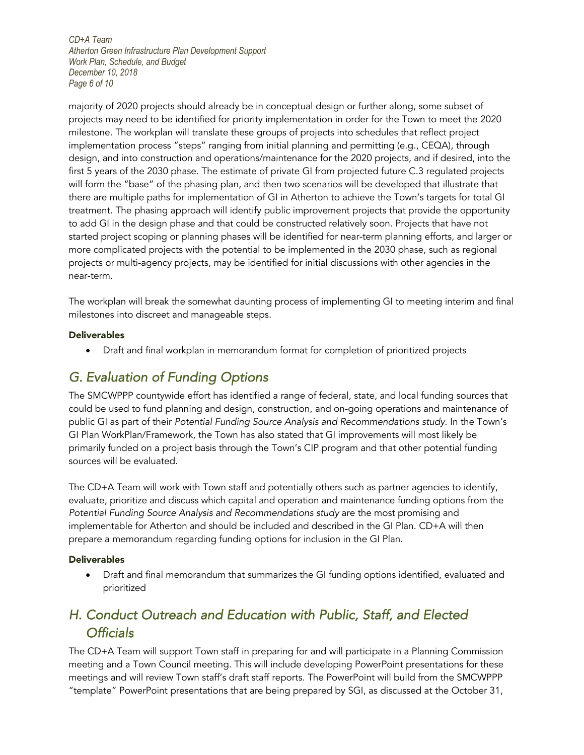majority of 2020 projects should already be in conceptual design or further along, some subset of projects may need to be identified for priority implementation in order for the Town to meet the 2020 milestone. The workplan will translate these groups of projects into schedules that reflect project implementation process "steps" ranging from initial planning and permitting (e.g., CEQA), through design, and into construction and operations/maintenance for the 2020 projects, and if desired, into the first 5 years of the 2030 phase. The estimate of private GI from projected future C.3 regulated projects will form the "base" of the phasing plan, and then two scenarios will be developed that illustrate that there are multiple paths for implementation of GI in Atherton to achieve the Town's targets for total GI treatment. The phasing approach will identify public improvement projects that provide the opportunity to add GI in the design phase and that could be constructed relatively soon. Projects that have not started project scoping or planning phases will be identified for near-term planning efforts, and larger or more complicated projects with the potential to be implemented in the 2030 phase, such as regional projects or multi-agency projects, may be identified for initial discussions with other agencies in the near-term.

The workplan will break the somewhat daunting process of implementing GI to meeting interim and final milestones into discreet and manageable steps.

**Deliverables**

- Draft and final workplan in memorandum format for completion of prioritized projects

## *G. Evaluation of Funding Options*

The SMCWPPP countywide effort has identified a range of federal, state, and local funding sources that could be used to fund planning and design, construction, and on-going operations and maintenance of public GI as part of their *Potential Funding Source Analysis and Recommendations study.* In the Town's GI Plan WorkPlan/Framework, the Town has also stated that GI improvements will most likely be primarily funded on a project basis through the Town's CIP program and that other potential funding sources will be evaluated.

The CD+A Team will work with Town staff and potentially others such as partner agencies to identify, evaluate, prioritize and discuss which capital and operation and maintenance funding options from the *Potential Funding Source Analysis and Recommendations study* are the most promising and implementable for Atherton and should be included and described in the GI Plan. CD+A will then prepare a memorandum regarding funding options for inclusion in the GI Plan.

**Deliverables**

- Draft and final memorandum that summarizes the GI funding options identified, evaluated and prioritized

## *H. Conduct Outreach and Education with Public, Staff, and Elected Officials*

The CD+A Team will support Town staff in preparing for and will participate in a Planning Commission meeting and a Town Council meeting. This will include developing PowerPoint presentations for these meetings and will review Town staff's draft staff reports. The PowerPoint will build from the SMCWPPP "template" PowerPoint presentations that are being prepared by SGI, as discussed at the October 31,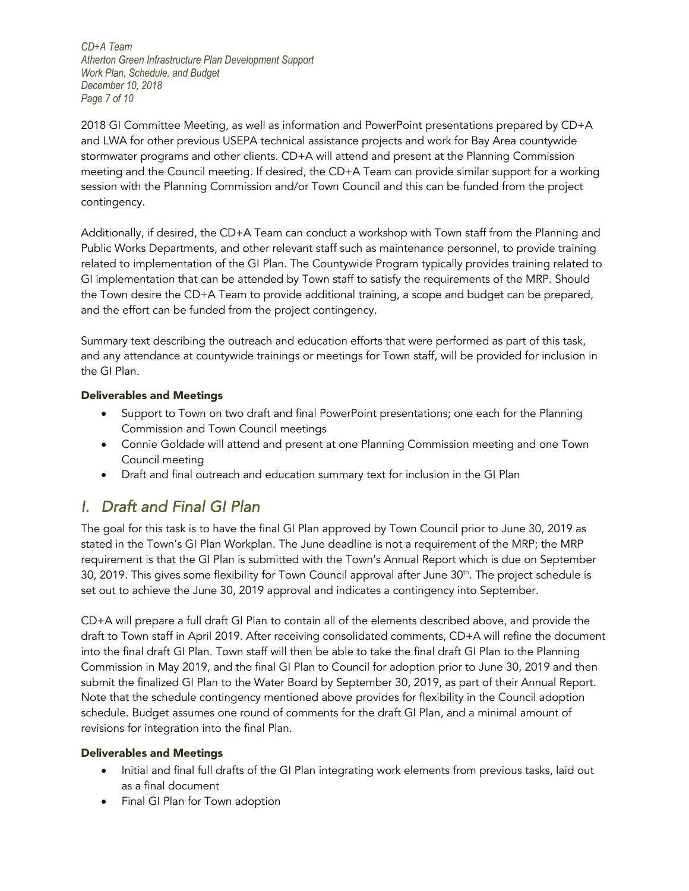2018 GI Committee Meeting, as well as information and PowerPoint presentations prepared by CD+A and LWA for other previous USEPA technical assistance projects and work for Bay Area countywide stormwater programs and other clients. CD+A will attend and present at the Planning Commission meeting and the Council meeting. If desired, the CD+A Team can provide similar support for a working session with the Planning Commission and/or Town Council and this can be funded from the project contingency.

Additionally, if desired, the CD+A Team can conduct a workshop with Town staff from the Planning and Public Works Departments, and other relevant staff such as maintenance personnel, to provide training related to implementation of the GI Plan. The Countywide Program typically provides training related to GI implementation that can be attended by Town staff to satisfy the requirements of the MRP. Should the Town desire the CD+A Team to provide additional training, a scope and budget can be prepared, and the effort can be funded from the project contingency.

Summary text describing the outreach and education efforts that were performed as part of this task, and any attendance at countywide trainings or meetings for Town staff, will be provided for inclusion in the GI Plan.

#### Deliverables and Meetings

- Support to Town on two draft and final PowerPoint presentations; one each for the Planning Commission and Town Council meetings
- Connie Goldade will attend and present at one Planning Commission meeting and one Town Council meeting
- Draft and final outreach and education summary text for inclusion in the GI Plan

## *I. Draft and Final GI Plan*

The goal for this task is to have the final GI Plan approved by Town Council prior to June 30, 2019 as stated in the Town's GI Plan Workplan. The June deadline is not a requirement of the MRP; the MRP requirement is that the GI Plan is submitted with the Town's Annual Report which is due on September 30, 2019. This gives some flexibility for Town Council approval after June 30th. The project schedule is set out to achieve the June 30, 2019 approval and indicates a contingency into September.

CD+A will prepare a full draft GI Plan to contain all of the elements described above, and provide the draft to Town staff in April 2019. After receiving consolidated comments, CD+A will refine the document into the final draft GI Plan. Town staff will then be able to take the final draft GI Plan to the Planning Commission in May 2019, and the final GI Plan to Council for adoption prior to June 30, 2019 and then submit the finalized GI Plan to the Water Board by September 30, 2019, as part of their Annual Report. Note that the schedule contingency mentioned above provides for flexibility in the Council adoption schedule. Budget assumes one round of comments for the draft GI Plan, and a minimal amount of revisions for integration into the final Plan.

#### Deliverables and Meetings

- Initial and final full drafts of the GI Plan integrating work elements from previous tasks, laid out as a final document
- Final GI Plan for Town adoption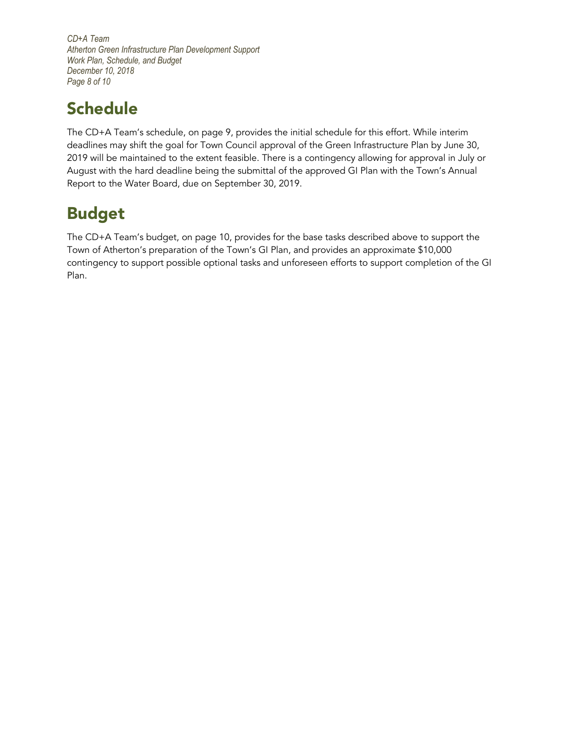## Schedule

The CD+A Team's schedule, on page 9, provides the initial schedule for this effort. While interim deadlines may shift the goal for Town Council approval of the Green Infrastructure Plan by June 30, 2019 will be maintained to the extent feasible. There is a contingency allowing for approval in July or August with the hard deadline being the submittal of the approved GI Plan with the Town's Annual Report to the Water Board, due on September 30, 2019.

## Budget

The CD+A Team's budget, on page 10, provides for the base tasks described above to support the Town of Atherton's preparation of the Town's GI Plan, and provides an approximate $10,000 contingency to support possible optional tasks and unforeseen efforts to support completion of the GI Plan.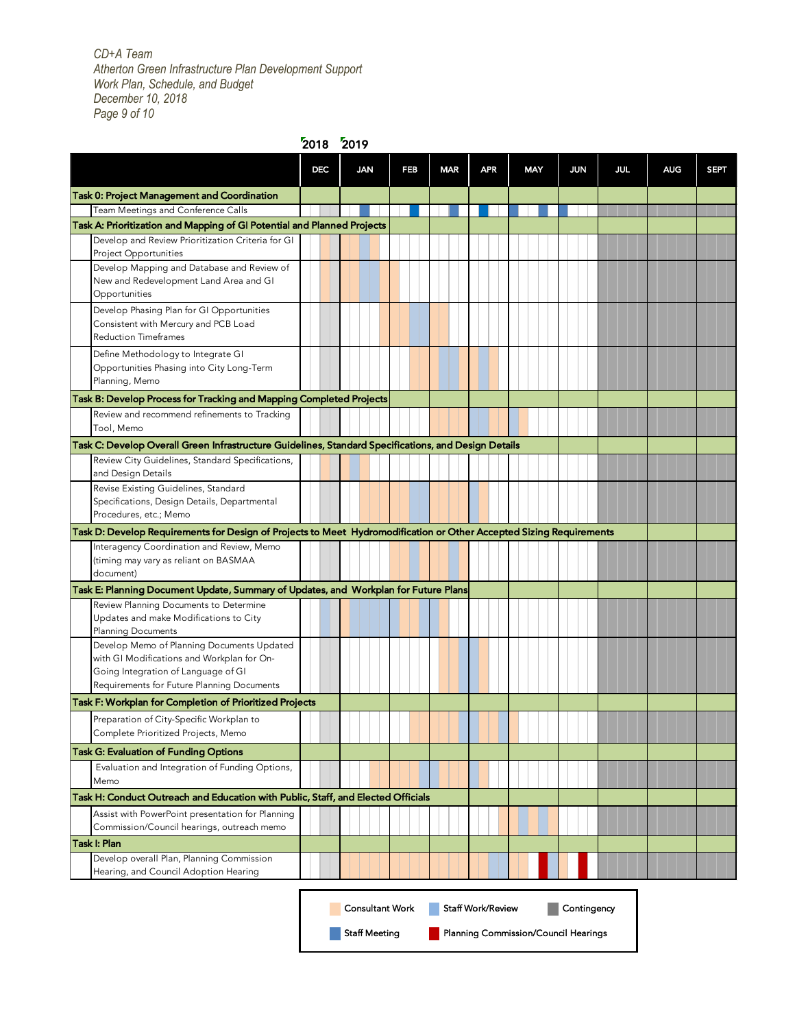| | 2018 DEC | 2019 JAN | FEB | MAR | APR | MAY | JUN | JUL | AUG | SEPT |
|---|---|---|---|---|---|---|---|---|---|---|
| **Task 0: Project Management and Coordination** | | | | | | | | | | |
| Team Meetings and Conference Calls | | | | | | | | | | |
| **Task A: Prioritization and Mapping of GI Potential and Planned Projects** | | | | | | | | | | |
| Develop and Review Prioritization Criteria for GI Project Opportunities | | | | | | | | | | |
| Develop Mapping and Database and Review of New and Redevelopment Land Area and GI Opportunities | | | | | | | | | | |
| Develop Phasing Plan for GI Opportunities Consistent with Mercury and PCB Load Reduction Timeframes | | | | | | | | | | |
| Define Methodology to Integrate GI Opportunities Phasing into City Long-Term Planning, Memo | | | | | | | | | | |
| **Task B: Develop Process for Tracking and Mapping Completed Projects** | | | | | | | | | | |
| Review and recommend refinements to Tracking Tool, Memo | | | | | | | | | | |
| **Task C: Develop Overall Green Infrastructure Guidelines, Standard Specifications, and Design Details** | | | | | | | | | | |
| Review City Guidelines, Standard Specifications, and Design Details | | | | | | | | | | |
| Revise Existing Guidelines, Standard Specifications, Design Details, Departmental Procedures, etc.; Memo | | | | | | | | | | |
| **Task D: Develop Requirements for Design of Projects to Meet Hydromodification or Other Accepted Sizing Requirements** | | | | | | | | | | |
| Interagency Coordination and Review, Memo (timing may vary as reliant on BASMAA document) | | | | | | | | | | |
| **Task E: Planning Document Update, Summary of Updates, and Workplan for Future Plans** | | | | | | | | | | |
| Review Planning Documents to Determine Updates and make Modifications to City Planning Documents | | | | | | | | | | |
| Develop Memo of Planning Documents Updated with GI Modifications and Workplan for On-Going Integration of Language of GI Requirements for Future Planning Documents | | | | | | | | | | |
| **Task F: Workplan for Completion of Prioritized Projects** | | | | | | | | | | |
| Preparation of City-Specific Workplan to Complete Prioritized Projects, Memo | | | | | | | | | | |
| **Task G: Evaluation of Funding Options** | | | | | | | | | | |
| Evaluation and Integration of Funding Options, Memo | | | | | | | | | | |
| **Task H: Conduct Outreach and Education with Public, Staff, and Elected Officials** | | | | | | | | | | |
| Assist with PowerPoint presentation for Planning Commission/Council hearings, outreach memo | | | | | | | | | | |
| **Task I: Plan** | | | | | | | | | | |
| Develop overall Plan, Planning Commission Hearing, and Council Adoption Hearing | | | | | | | | | | |

Legend: Consultant Work | Staff Work/Review | Contingency | Staff Meeting | Planning Commission/Council Hearings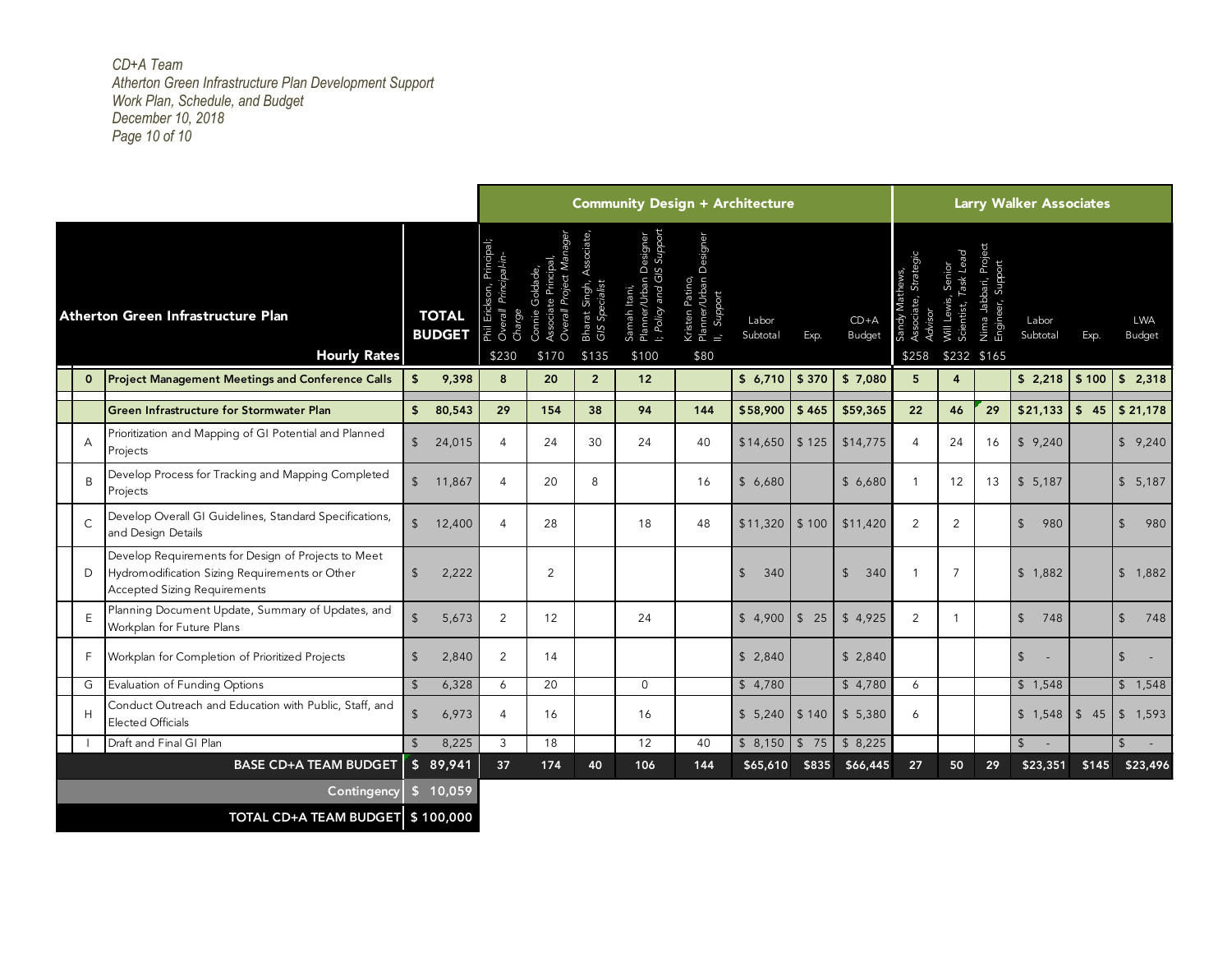*CD+A Team*
*Atherton Green Infrastructure Plan Development Support*
*Work Plan, Schedule, and Budget*
*December 10, 2018*

| | | | | Community Design + Architecture | | | | | | | | | Larry Walker Associates | | | | | |
|---|---|---|---|---|---|---|---|---|---|---|---|---|---|---|---|---|---|---|
| | **Atherton Green Infrastructure Plan** | **TOTAL BUDGET** | | Phil Erickson, Principal; *Overall Principal-in-Charge* | Connie Goldade, Associate Principal, *Overall Project Manager* | Bharat Singh, Associate, *GIS Specialist* | Samah Itani, Planner/Urban Designer I; *Policy and GIS Support* | Kristen Patino, Planner/Urban Designer II, *Support* | Labor Subtotal | Exp. | CD+A Budget | Sandy Mathews, Associate, *Strategic Advisor* | Will Lewis, Senior Scientist, *Task Lead* | Nima Jabbari, Project Engineer, *Support* | Labor Subtotal | Exp. | LWA Budget |
| | **Hourly Rates** | | | $230 | $170 | $135 | $100 | $80 | | | | $258 | $232 | $165 | | | |
| **0** | **Project Management Meetings and Conference Calls** | **$** | **9,398** | **8** | **20** | **2** | **12** | | **$ 6,710** | **$ 370** | **$ 7,080** | **5** | **4** | | **$ 2,218** | **$ 100** | **$ 2,318** |
| | **Green Infrastructure for Stormwater Plan** | **$** | **80,543** | **29** | **154** | **38** | **94** | **144** | **$58,900** | **$ 465** | **$59,365** | **22** | **46** | **29** | **$21,133** | **$ 45** | **$ 21,178** |
| A | Prioritization and Mapping of GI Potential and Planned Projects | $ | 24,015 | 4 | 24 | 30 | 24 | 40 | $14,650 | $ 125 | $14,775 | 4 | 24 | 16 | $ 9,240 | | $ 9,240 |
| B | Develop Process for Tracking and Mapping Completed Projects | $ | 11,867 | 4 | 20 | 8 | | 16 | $ 6,680 | | $ 6,680 | 1 | 12 | 13 | $ 5,187 | | $ 5,187 |
| C | Develop Overall GI Guidelines, Standard Specifications, and Design Details | $ | 12,400 | 4 | 28 | | 18 | 48 | $11,320 | $ 100 | $11,420 | 2 | 2 | | $ 980 | | $ 980 |
| D | Develop Requirements for Design of Projects to Meet Hydromodification Sizing Requirements or Other Accepted Sizing Requirements | $ | 2,222 | | 2 | | | | $ 340 | | $ 340 | 1 | 7 | | $ 1,882 | | $ 1,882 |
| E | Planning Document Update, Summary of Updates, and Workplan for Future Plans | $ | 5,673 | 2 | 12 | | 24 | | $ 4,900 | $ 25 | $ 4,925 | 2 | 1 | | $ 748 | | $ 748 |
| F | Workplan for Completion of Prioritized Projects | $ | 2,840 | 2 | 14 | | | | $ 2,840 | | $ 2,840 | | | | $ - | | $ - |
| G | Evaluation of Funding Options | $ | 6,328 | 6 | 20 | | 0 | | $ 4,780 | | $ 4,780 | 6 | | | $ 1,548 | | $ 1,548 |
| H | Conduct Outreach and Education with Public, Staff, and Elected Officials | $ | 6,973 | 4 | 16 | | 16 | | $ 5,240 | $ 140 | $ 5,380 | 6 | | | $ 1,548 | $ 45 | $ 1,593 |
| I | Draft and Final GI Plan | $ | 8,225 | 3 | 18 | | 12 | 40 | $ 8,150 | $ 75 | $ 8,225 | | | | $ - | | $ - |
| | **BASE CD+A TEAM BUDGET** | **$** | **89,941** | **37** | **174** | **40** | **106** | **144** | **$65,610** | **$835** | **$66,445** | **27** | **50** | **29** | **$23,351** | **$145** | **$23,496** |
| | Contingency | $ | 10,059 | | | | | | | | | | | | | | |
| | **TOTAL CD+A TEAM BUDGET** | **$ 100,000** | | | | | | | | | | | | | | | |